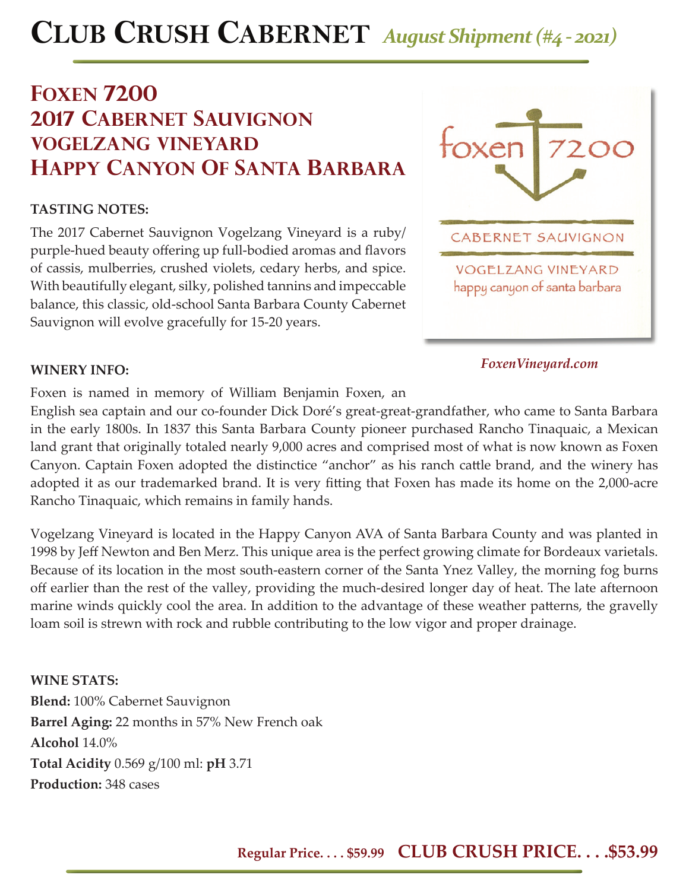# Club Crush Cabernet *August Shipment (#4 - 2021)*

## Foxen 7200
## 2017 Cabernet Sauvignon
## Vogelzang Vineyard
## Happy Canyon Of Santa Barbara

foxen 7200

CABERNET SAUVIGNON

VOGELZANG VINEYARD
happy canyon of santa barbara

*FoxenVineyard.com*

**TASTING NOTES:**

The 2017 Cabernet Sauvignon Vogelzang Vineyard is a ruby/purple-hued beauty offering up full-bodied aromas and flavors of cassis, mulberries, crushed violets, cedary herbs, and spice. With beautifully elegant, silky, polished tannins and impeccable balance, this classic, old-school Santa Barbara County Cabernet Sauvignon will evolve gracefully for 15-20 years.

**WINERY INFO:**

Foxen is named in memory of William Benjamin Foxen, an English sea captain and our co-founder Dick Doré's great-great-grandfather, who came to Santa Barbara in the early 1800s. In 1837 this Santa Barbara County pioneer purchased Rancho Tinaquaic, a Mexican land grant that originally totaled nearly 9,000 acres and comprised most of what is now known as Foxen Canyon. Captain Foxen adopted the distinctice "anchor" as his ranch cattle brand, and the winery has adopted it as our trademarked brand. It is very fitting that Foxen has made its home on the 2,000-acre Rancho Tinaquaic, which remains in family hands.

Vogelzang Vineyard is located in the Happy Canyon AVA of Santa Barbara County and was planted in 1998 by Jeff Newton and Ben Merz. This unique area is the perfect growing climate for Bordeaux varietals. Because of its location in the most south-eastern corner of the Santa Ynez Valley, the morning fog burns off earlier than the rest of the valley, providing the much-desired longer day of heat. The late afternoon marine winds quickly cool the area. In addition to the advantage of these weather patterns, the gravelly loam soil is strewn with rock and rubble contributing to the low vigor and proper drainage.

**WINE STATS:**
**Blend:** 100% Cabernet Sauvignon
**Barrel Aging:** 22 months in 57% New French oak
**Alcohol** 14.0%
**Total Acidity** 0.569 g/100 ml: **pH** 3.71
**Production:** 348 cases

**Regular Price. . . . $59.99** **CLUB CRUSH PRICE. . . .$53.99**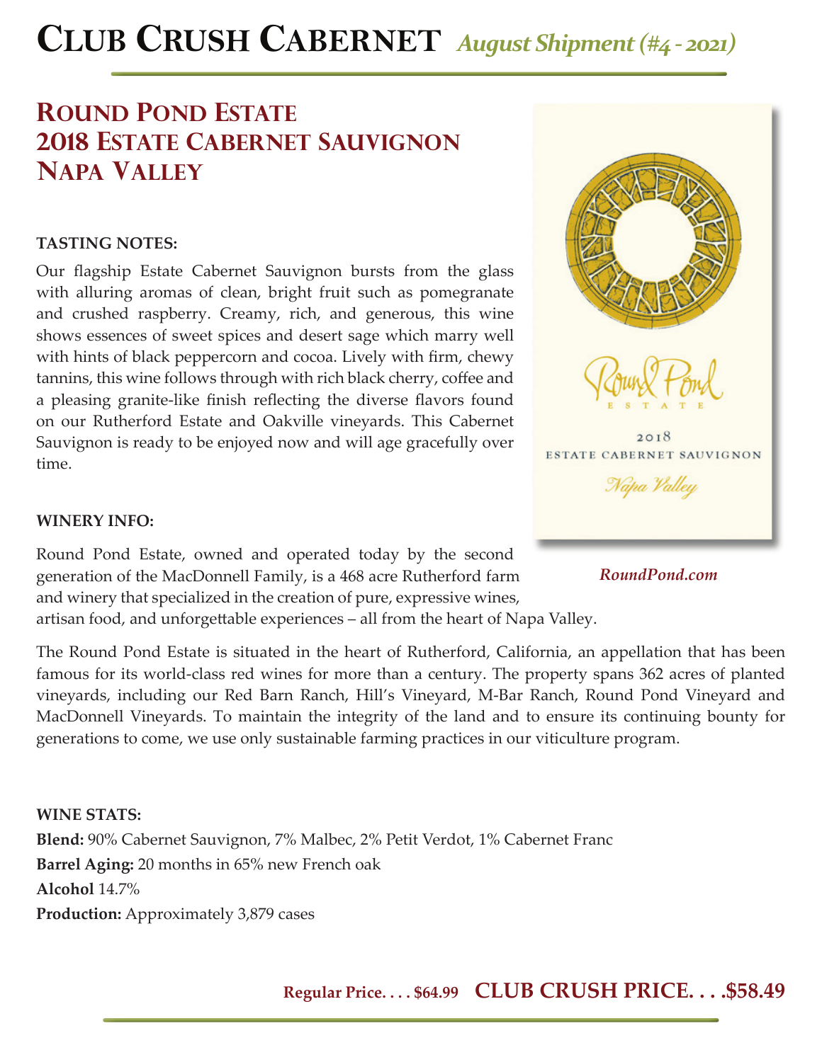# Club Crush Cabernet *August Shipment (#4 - 2021)*

## Round Pond Estate
## 2018 Estate Cabernet Sauvignon
## Napa Valley

**TASTING NOTES:**

Our flagship Estate Cabernet Sauvignon bursts from the glass with alluring aromas of clean, bright fruit such as pomegranate and crushed raspberry. Creamy, rich, and generous, this wine shows essences of sweet spices and desert sage which marry well with hints of black peppercorn and cocoa. Lively with firm, chewy tannins, this wine follows through with rich black cherry, coffee and a pleasing granite-like finish reflecting the diverse flavors found on our Rutherford Estate and Oakville vineyards. This Cabernet Sauvignon is ready to be enjoyed now and will age gracefully over time.

Round Pond
ESTATE
2018
ESTATE CABERNET SAUVIGNON
Napa Valley

*RoundPond.com*

**WINERY INFO:**

Round Pond Estate, owned and operated today by the second generation of the MacDonnell Family, is a 468 acre Rutherford farm and winery that specialized in the creation of pure, expressive wines, artisan food, and unforgettable experiences – all from the heart of Napa Valley.

The Round Pond Estate is situated in the heart of Rutherford, California, an appellation that has been famous for its world-class red wines for more than a century. The property spans 362 acres of planted vineyards, including our Red Barn Ranch, Hill's Vineyard, M-Bar Ranch, Round Pond Vineyard and MacDonnell Vineyards. To maintain the integrity of the land and to ensure its continuing bounty for generations to come, we use only sustainable farming practices in our viticulture program.

**WINE STATS:**

**Blend:** 90% Cabernet Sauvignon, 7% Malbec, 2% Petit Verdot, 1% Cabernet Franc
**Barrel Aging:** 20 months in 65% new French oak
**Alcohol** 14.7%
**Production:** Approximately 3,879 cases

**Regular Price. . . . $64.99** **CLUB CRUSH PRICE. . . .$58.49**